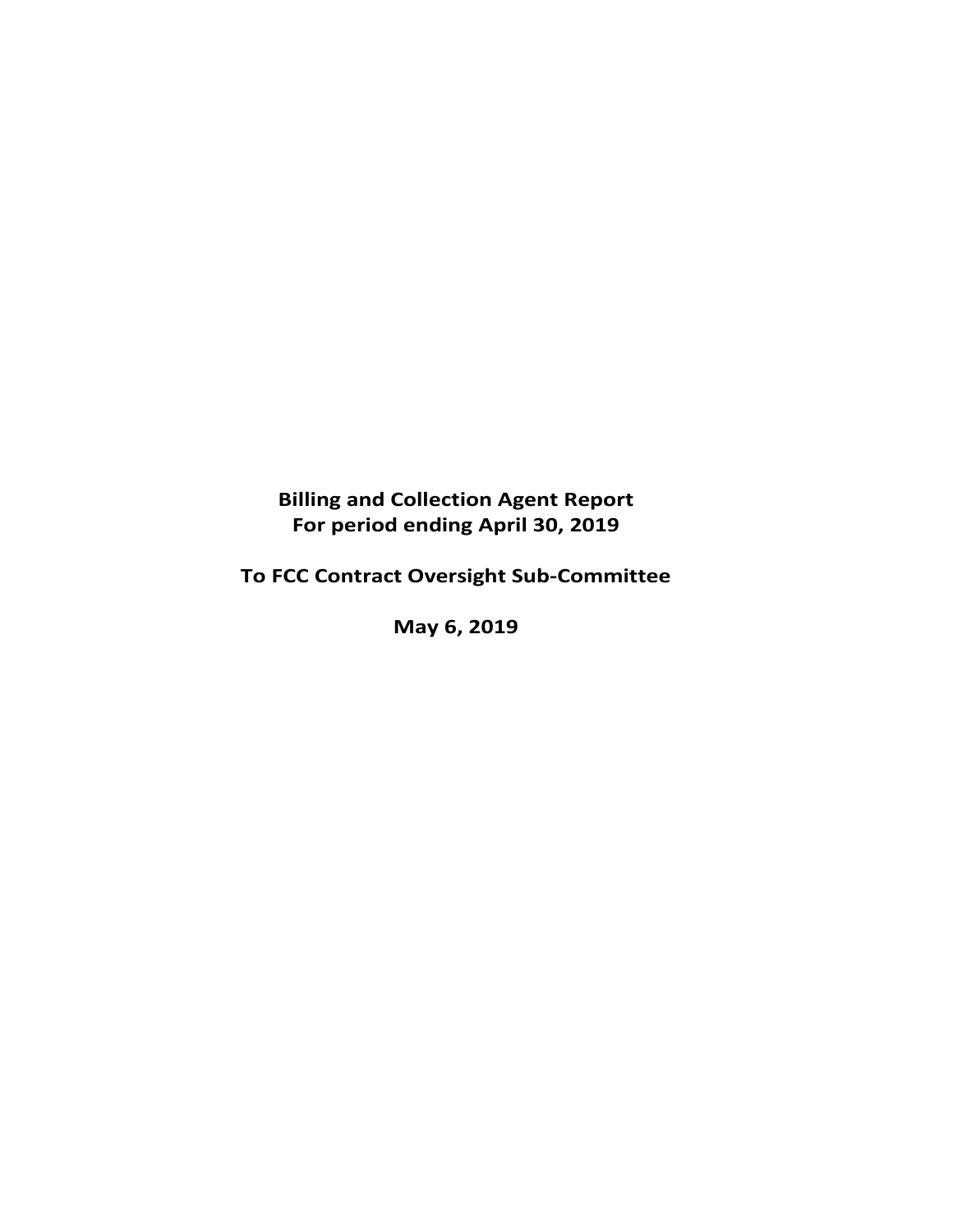**Billing and Collection Agent Report**
**For period ending April 30, 2019**

**To FCC Contract Oversight Sub-Committee**

**May 6, 2019**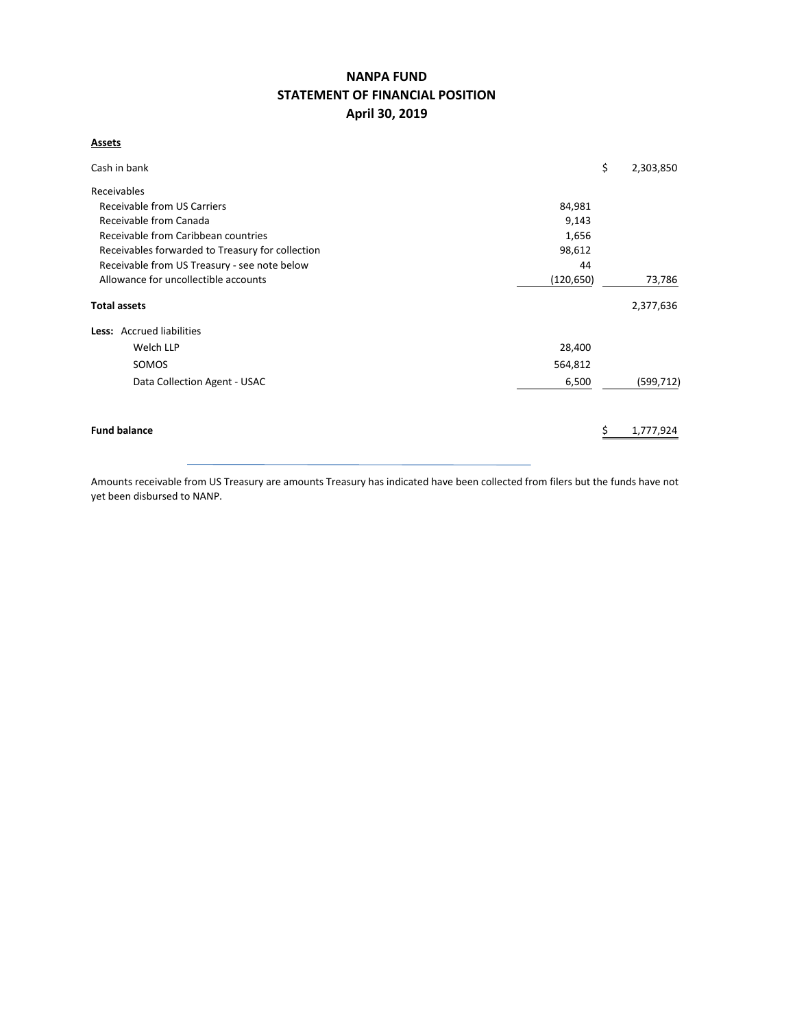# NANPA FUND
## STATEMENT OF FINANCIAL POSITION
### April 30, 2019

**Assets**

| | | |
|---|---|---|
| Cash in bank | | $ 2,303,850 |
| Receivables | | |
| Receivable from US Carriers | 84,981 | |
| Receivable from Canada | 9,143 | |
| Receivable from Caribbean countries | 1,656 | |
| Receivables forwarded to Treasury for collection | 98,612 | |
| Receivable from US Treasury - see note below | 44 | |
| Allowance for uncollectible accounts | (120,650) | 73,786 |
| **Total assets** | | 2,377,636 |
| **Less:** Accrued liabilities | | |
| Welch LLP | 28,400 | |
| SOMOS | 564,812 | |
| Data Collection Agent - USAC | 6,500 | (599,712) |
| **Fund balance** | | $ 1,777,924 |

Amounts receivable from US Treasury are amounts Treasury has indicated have been collected from filers but the funds have not yet been disbursed to NANP.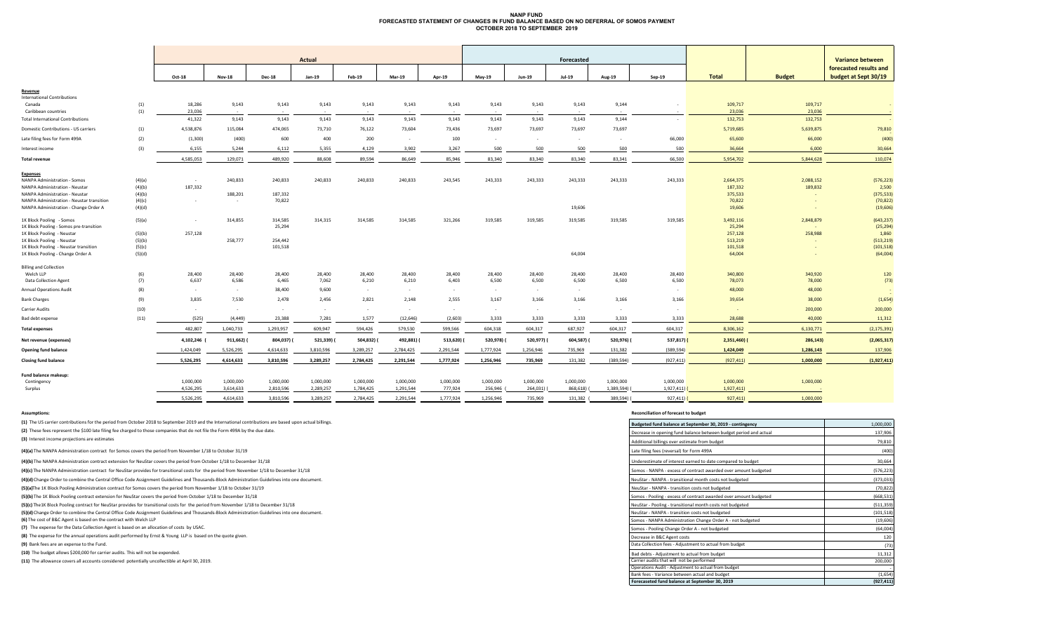# NANP FUND
## FORECASTED STATEMENT OF CHANGES IN FUND BALANCE BASED ON NO DEFERRAL OF SOMOS PAYMENT
### OCTOBER 2018 TO SEPTEMBER 2019

| | | Actual | | | | | | | Forecasted | | | | | | | Variance between forecasted results and budget at Sept 30/19 |
|---|---|---|---|---|---|---|---|---|---|---|---|---|---|---|---|---|
| | | Oct-18 | Nov-18 | Dec-18 | Jan-19 | Feb-19 | Mar-19 | Apr-19 | May-19 | Jun-19 | Jul-19 | Aug-19 | Sep-19 | Total | Budget | |
| **Revenue** | | | | | | | | | | | | | | | | |
| International Contributions | | | | | | | | | | | | | | | | |
| Canada | (1) | 18,286 | 9,143 | 9,143 | 9,143 | 9,143 | 9,143 | 9,143 | 9,143 | 9,143 | 9,143 | 9,144 | - | 109,717 | 109,717 | - |
| Caribbean countries | (1) | 23,036 | - | - | - | - | - | - | - | - | - | - | - | 23,036 | 23,036 | - |
| Total International Contributions | | 41,322 | 9,143 | 9,143 | 9,143 | 9,143 | 9,143 | 9,143 | 9,143 | 9,143 | 9,143 | 9,144 | - | 132,753 | 132,753 | - |
| Domestic Contributions - US carriers | (1) | 4,538,876 | 115,084 | 474,065 | 73,710 | 76,122 | 73,604 | 73,436 | 73,697 | 73,697 | 73,697 | 73,697 | | 5,719,685 | 5,639,875 | 79,810 |
| Late filing fees for Form 499A | (2) | (1,300) | (400) | 600 | 400 | 200 | - | 100 | - | - | - | - | 66,000 | 65,600 | 66,000 | (400) |
| Interest income | (3) | 6,155 | 5,244 | 6,112 | 5,355 | 4,129 | 3,902 | 3,267 | 500 | 500 | 500 | 500 | 500 | 36,664 | 6,000 | 30,664 |
| **Total revenue** | | 4,585,053 | 129,071 | 489,920 | 88,608 | 89,594 | 86,649 | 85,946 | 83,340 | 83,340 | 83,340 | 83,341 | 66,500 | 5,954,702 | 5,844,628 | 110,074 |
| **Expenses** | | | | | | | | | | | | | | | | |
| NANPA Administration - Somos | (4)(a) | - | 240,833 | 240,833 | 240,833 | 240,833 | 240,833 | 243,545 | 243,333 | 243,333 | 243,333 | 243,333 | 243,333 | 2,664,375 | 2,088,152 | (576,223) |
| NANPA Administration - Neustar | (4)(b) | 187,332 | | | | | | | | | | | | 187,332 | 189,832 | 2,500 |
| NANPA Administration - Neustar | (4)(b) | | 188,201 | 187,332 | | | | | | | | | | 375,533 | - | (375,533) |
| NANPA Administration - Neustar transition | (4)(c) | - | - | 70,822 | | | | | | | | | | 70,822 | - | (70,822) |
| NANPA Administration - Change Order A | (4)(d) | | | | | | | | | | 19,606 | | | 19,606 | - | (19,606) |
| 1K Block Pooling - Somos | (5)(a) | - | 314,855 | 314,585 | 314,315 | 314,585 | 314,585 | 321,266 | 319,585 | 319,585 | 319,585 | 319,585 | 319,585 | 3,492,116 | 2,848,879 | (643,237) |
| 1K Block Pooling - Somos pre-transition | | | | 25,294 | | | | | | | | | | 25,294 | | (25,294) |
| 1K Block Pooling - Neustar | (5)(b) | 257,128 | | | | | | | | | | | | 257,128 | 258,988 | 1,860 |
| 1K Block Pooling - Neustar | (5)(b) | | 258,777 | 254,442 | | | | | | | | | | 513,219 | - | (513,219) |
| 1K Block Pooling - Neustar transition | (5)(c) | | | 101,518 | | | | | | | | | | 101,518 | - | (101,518) |
| 1K Block Pooling - Change Order A | (5)(d) | | | | | | | | | | 64,004 | | | 64,004 | | (64,004) |
| Billing and Collection | | | | | | | | | | | | | | | | |
| Welch LLP | (6) | 28,400 | 28,400 | 28,400 | 28,400 | 28,400 | 28,400 | 28,400 | 28,400 | 28,400 | 28,400 | 28,400 | 28,400 | 340,800 | 340,920 | 120 |
| Data Collection Agent | (7) | 6,637 | 6,586 | 6,465 | 7,062 | 6,210 | 6,210 | 6,403 | 6,500 | 6,500 | 6,500 | 6,500 | 6,500 | 78,073 | 78,000 | (73) |
| Annual Operations Audit | (8) | - | - | 38,400 | 9,600 | - | - | - | - | - | - | | - | 48,000 | 48,000 | - |
| Bank Charges | (9) | 3,835 | 7,530 | 2,478 | 2,456 | 2,821 | 2,148 | 2,555 | 3,167 | 3,166 | 3,166 | 3,166 | 3,166 | 39,654 | 38,000 | (1,654) |
| Carrier Audits | (10) | - | - | - | - | - | - | - | - | - | - | - | - | - | 200,000 | 200,000 |
| Bad debt expense | (11) | (525) | (4,449) | 23,388 | 7,281 | 1,577 | (12,646) | (2,603) | 3,333 | 3,333 | 3,333 | 3,333 | 3,333 | 28,688 | 40,000 | 11,312 |
| **Total expenses** | | 482,807 | 1,040,733 | 1,293,957 | 609,947 | 594,426 | 579,530 | 599,566 | 604,318 | 604,317 | 687,927 | 604,317 | 604,317 | 8,306,162 | 6,130,771 | (2,175,391) |
| **Net revenue (expenses)** | | 4,102,246 | (911,662) | (804,037) | (521,339) | (504,832) | (492,881) | (513,620) | (520,978) | (520,977) | (604,587) | (520,976) | (537,817) | (2,351,460) | (286,143) | (2,065,317) |
| **Opening fund balance** | | 1,424,049 | 5,526,295 | 4,614,633 | 3,810,596 | 3,289,257 | 2,784,425 | 2,291,544 | 1,777,924 | 1,256,946 | 735,969 | 131,382 | (389,594) | 1,424,049 | 1,286,143 | 137,906 |
| **Closing fund balance** | | 5,526,295 | 4,614,633 | 3,810,596 | 3,289,257 | 2,784,425 | 2,291,544 | 1,777,924 | 1,256,946 | 735,969 | 131,382 | (389,594) | (927,411) | (927,411) | 1,000,000 | (1,927,411) |
| **Fund balance makeup:** | | | | | | | | | | | | | | | | |
| Contingency | | 1,000,000 | 1,000,000 | 1,000,000 | 1,000,000 | 1,000,000 | 1,000,000 | 1,000,000 | 1,000,000 | 1,000,000 | 1,000,000 | 1,000,000 | 1,000,000 | 1,000,000 | 1,000,000 | |
| Surplus | | 4,526,295 | 3,614,633 | 2,810,596 | 2,289,257 | 1,784,425 | 1,291,544 | 777,924 | 256,946 | (264,031) | (868,618) | (1,389,594) | (1,927,411) | (1,927,411) | - | |
| | | 5,526,295 | 4,614,633 | 3,810,596 | 3,289,257 | 2,784,425 | 2,291,544 | 1,777,924 | 1,256,946 | 735,969 | 131,382 | (389,594) | (927,411) | (927,411) | 1,000,000 | |

**Assumptions:**

**(1)** The US carrier contributions for the period from October 2018 to September 2019 and the International contributions are based upon actual billings.

**(2)** These fees represent the $100 late filing fee charged to those companies that do not file the Form 499A by the due date.

**(3)** Interest income projections are estimates

**(4)(a)** The NANPA Administration contract for Somos covers the period from November 1/18 to October 31/19

**(4)(b)** The NANPA Administration contract extension for NeuStar covers the period from October 1/18 to December 31/18

**(4)(c)** The NANPA Administration contract for NeuStar provides for transitional costs for the period from November 1/18 to December 31/18

**(4)(d)** Change Order to combine the Central Office Code Assignment Guidelines and Thousands-Block Allocation Guidelines into one document.

**(5)(a)** The 1K Block Pooling Administration contract for Somos covers the period from November 1/18 to October 31/19

**(5)(b)** The 1K Block Pooling contract extension for NeuStar covers the period from October 1/18 to December 31/18

**(5)(c)** The1K Block Pooling contract for NeuStar provides for transitional costs for the period from November 1/18 to December 31/18

**(5)(d)** Change Order to combine the Central Office Code Assignment Guidelines and Thousands-Block Allocation Guidelines into one document.

**(6)** The cost of B&C Agent is based on the contract with Welch LLP

**(7)** The expense for the Data Collection Agent is based on an allocation of costs by USAC.

**(8)** The expense for the annual operations audit performed by Ernst & Young LLP is based on the quote given.

**(9)** Bank fees are an expense to the Fund.

**(10)** The budget allows $200,000 for carrier audits. This will not be expended.

**(11)** The allowance covers all accounts considered potentially uncollectible at April 30, 2019.

**Reconciliation of forecast to budget**

| Item | Amount |
|---|---|
| Budgeted fund balance at September 30, 2019 - contingency | 1,000,000 |
| Decrease in opening fund balance between budget period and actual | 137,906 |
| Additional billings over estimate from budget | 79,810 |
| Late filing fees (reversal) for Form 499A | (400) |
| Underestimate of interest earned to date compared to budget | 30,664 |
| Somos - NANPA - excess of contract awarded over amount budgeted | (576,223) |
| NeuStar - NANPA - transitional month costs not budgeted | (373,033) |
| NeuStar - NANPA - transition costs not budgeted | (70,822) |
| Somos - Pooling - excess of contract awarded over amount budgeted | (668,531) |
| NeuStar - Pooling - transitional month costs not budgeted | (511,359) |
| NeuStar - NANPA - transition costs not budgeted | (101,518) |
| Somos - NANPA Administration Change Order A - not budgeted | (19,606) |
| Somos - Pooling Change Order A - not budgeted | (64,004) |
| Decrease in B&C Agent costs | 120 |
| Data Collection fees - Adjustment to actual from budget | (73) |
| Bad debts - Adjustment to actual from budget | 11,312 |
| Carrier audits that will not be performed | 200,000 |
| Operations Audit - Adjustment to actual from budget | - |
| Bank fees - Variance between actual and budget | (1,654) |
| **Forecaseted fund balance at September 30, 2019** | **(927,411)** |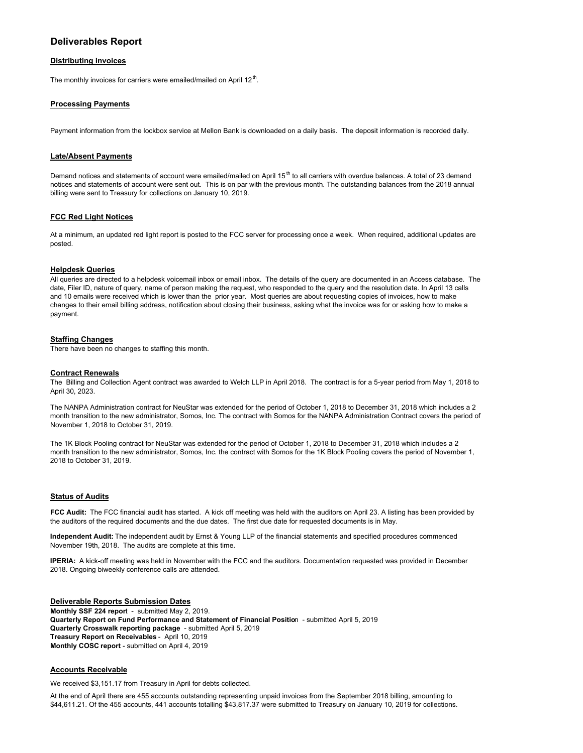# Deliverables Report

## Distributing invoices

The monthly invoices for carriers were emailed/mailed on April 12th.

## Processing Payments

Payment information from the lockbox service at Mellon Bank is downloaded on a daily basis. The deposit information is recorded daily.

## Late/Absent Payments

Demand notices and statements of account were emailed/mailed on April 15th to all carriers with overdue balances. A total of 23 demand notices and statements of account were sent out. This is on par with the previous month. The outstanding balances from the 2018 annual billing were sent to Treasury for collections on January 10, 2019.

## FCC Red Light Notices

At a minimum, an updated red light report is posted to the FCC server for processing once a week. When required, additional updates are posted.

## Helpdesk Queries

All queries are directed to a helpdesk voicemail inbox or email inbox. The details of the query are documented in an Access database. The date, Filer ID, nature of query, name of person making the request, who responded to the query and the resolution date. In April 13 calls and 10 emails were received which is lower than the prior year. Most queries are about requesting copies of invoices, how to make changes to their email billing address, notification about closing their business, asking what the invoice was for or asking how to make a payment.

## Staffing Changes

There have been no changes to staffing this month.

## Contract Renewals

The Billing and Collection Agent contract was awarded to Welch LLP in April 2018. The contract is for a 5-year period from May 1, 2018 to April 30, 2023.

The NANPA Administration contract for NeuStar was extended for the period of October 1, 2018 to December 31, 2018 which includes a 2 month transition to the new administrator, Somos, Inc. The contract with Somos for the NANPA Administration Contract covers the period of November 1, 2018 to October 31, 2019.

The 1K Block Pooling contract for NeuStar was extended for the period of October 1, 2018 to December 31, 2018 which includes a 2 month transition to the new administrator, Somos, Inc. the contract with Somos for the 1K Block Pooling covers the period of November 1, 2018 to October 31, 2019.

## Status of Audits

**FCC Audit:** The FCC financial audit has started. A kick off meeting was held with the auditors on April 23. A listing has been provided by the auditors of the required documents and the due dates. The first due date for requested documents is in May.

**Independent Audit:** The independent audit by Ernst & Young LLP of the financial statements and specified procedures commenced November 19th, 2018. The audits are complete at this time.

**IPERIA:** A kick-off meeting was held in November with the FCC and the auditors. Documentation requested was provided in December 2018. Ongoing biweekly conference calls are attended.

## Deliverable Reports Submission Dates

**Monthly SSF 224 report** - submitted May 2, 2019.
**Quarterly Report on Fund Performance and Statement of Financial Position** - submitted April 5, 2019
**Quarterly Crosswalk reporting package** - submitted April 5, 2019
**Treasury Report on Receivables** - April 10, 2019
**Monthly COSC report** - submitted on April 4, 2019

## Accounts Receivable

We received $3,151.17 from Treasury in April for debts collected.

At the end of April there are 455 accounts outstanding representing unpaid invoices from the September 2018 billing, amounting to $44,611.21. Of the 455 accounts, 441 accounts totalling $43,817.37 were submitted to Treasury on January 10, 2019 for collections.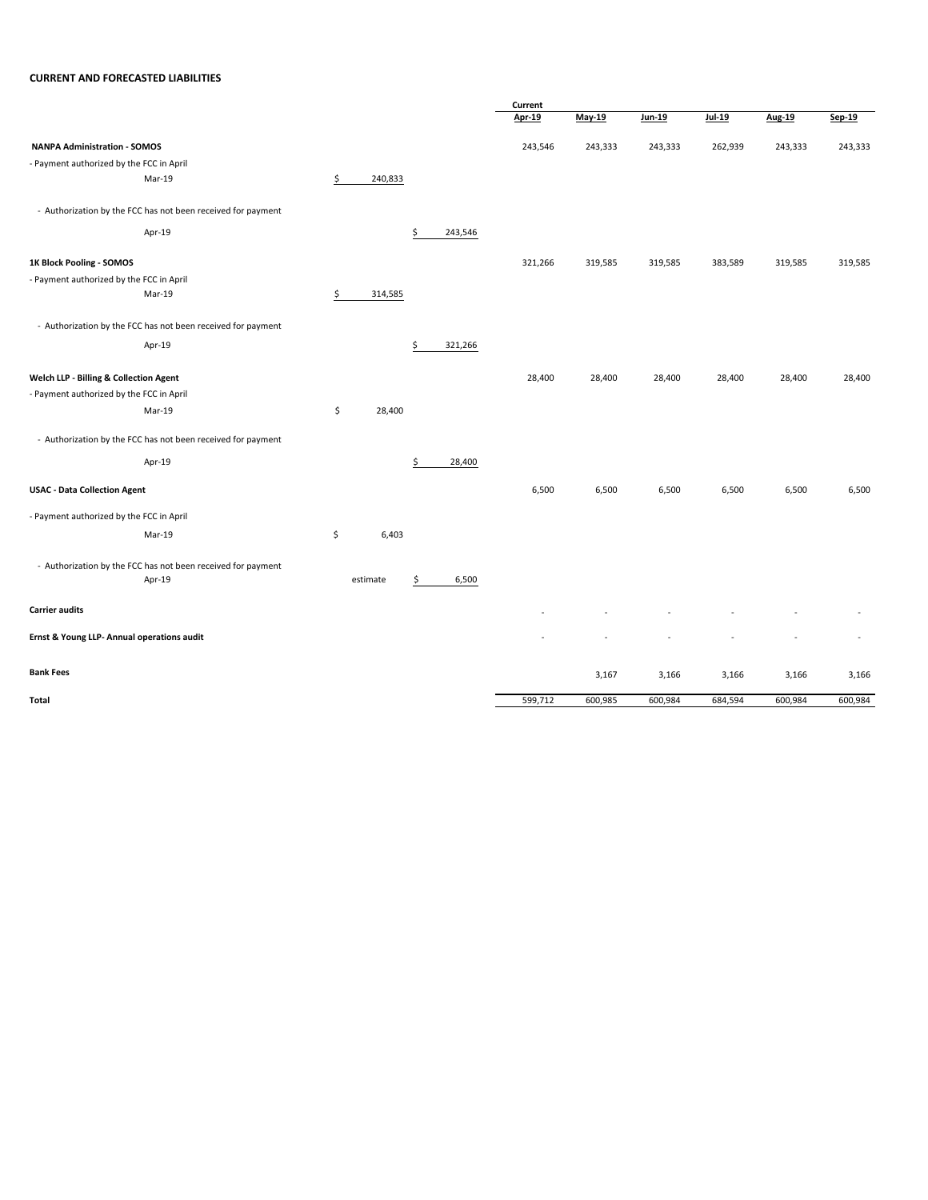**CURRENT AND FORECASTED LIABILITIES**

| | | | Current Apr-19 | May-19 | Jun-19 | Jul-19 | Aug-19 | Sep-19 |
|---|---|---|---|---|---|---|---|---|
| **NANPA Administration - SOMOS** | | | 243,546 | 243,333 | 243,333 | 262,939 | 243,333 | 243,333 |
| - Payment authorized by the FCC in April | | | | | | | | |
| Mar-19 | $ 240,833 | | | | | | | |
| - Authorization by the FCC has not been received for payment | | | | | | | | |
| Apr-19 | | $ 243,546 | | | | | | |
| **1K Block Pooling - SOMOS** | | | 321,266 | 319,585 | 319,585 | 383,589 | 319,585 | 319,585 |
| - Payment authorized by the FCC in April | | | | | | | | |
| Mar-19 | $ 314,585 | | | | | | | |
| - Authorization by the FCC has not been received for payment | | | | | | | | |
| Apr-19 | | $ 321,266 | | | | | | |
| **Welch LLP - Billing & Collection Agent** | | | 28,400 | 28,400 | 28,400 | 28,400 | 28,400 | 28,400 |
| - Payment authorized by the FCC in April | | | | | | | | |
| Mar-19 | $ 28,400 | | | | | | | |
| - Authorization by the FCC has not been received for payment | | | | | | | | |
| Apr-19 | | $ 28,400 | | | | | | |
| **USAC - Data Collection Agent** | | | 6,500 | 6,500 | 6,500 | 6,500 | 6,500 | 6,500 |
| - Payment authorized by the FCC in April | | | | | | | | |
| Mar-19 | $ 6,403 | | | | | | | |
| - Authorization by the FCC has not been received for payment | | | | | | | | |
| Apr-19 | estimate | $ 6,500 | | | | | | |
| **Carrier audits** | | | - | - | - | - | - | - |
| **Ernst & Young LLP- Annual operations audit** | | | - | - | - | - | - | - |
| **Bank Fees** | | | | 3,167 | 3,166 | 3,166 | 3,166 | 3,166 |
| **Total** | | | 599,712 | 600,985 | 600,984 | 684,594 | 600,984 | 600,984 |